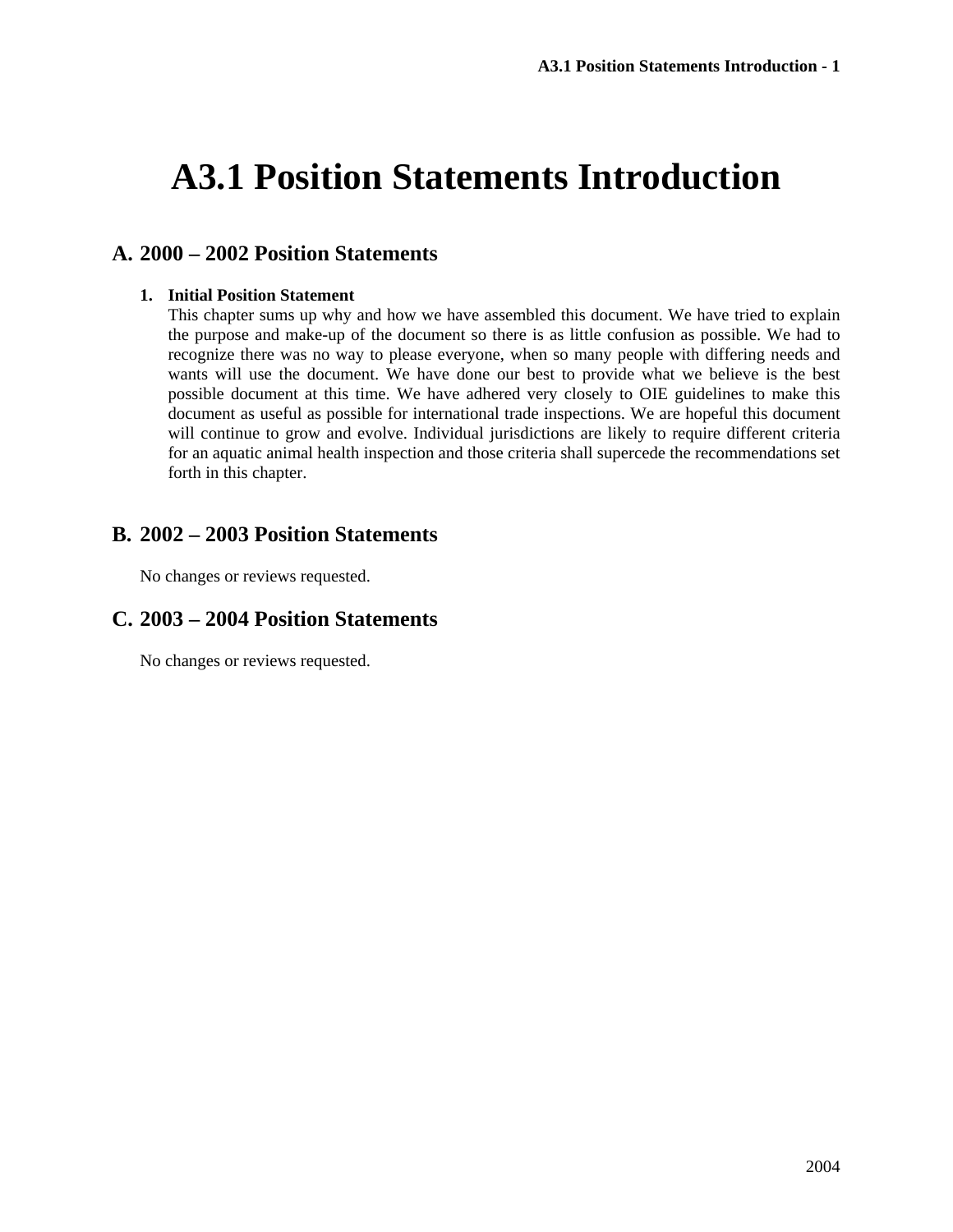# A3.1 Position Statements Introduction

## A. 2000 – 2002 Position Statements

1. **Initial Position Statement**

   This chapter sums up why and how we have assembled this document. We have tried to explain the purpose and make-up of the document so there is as little confusion as possible. We had to recognize there was no way to please everyone, when so many people with differing needs and wants will use the document. We have done our best to provide what we believe is the best possible document at this time. We have adhered very closely to OIE guidelines to make this document as useful as possible for international trade inspections. We are hopeful this document will continue to grow and evolve. Individual jurisdictions are likely to require different criteria for an aquatic animal health inspection and those criteria shall supercede the recommendations set forth in this chapter.

## B. 2002 – 2003 Position Statements

No changes or reviews requested.

## C. 2003 – 2004 Position Statements

No changes or reviews requested.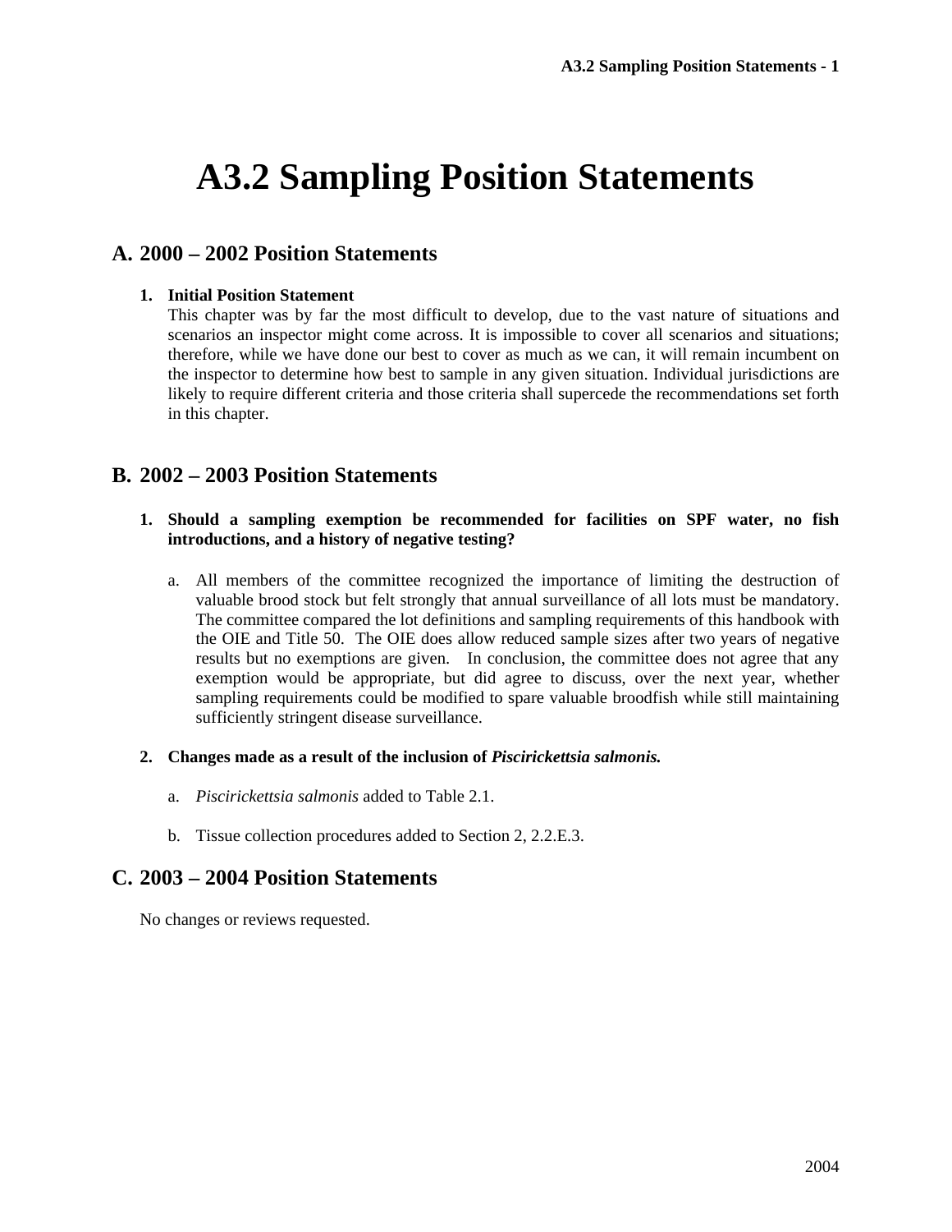# A3.2 Sampling Position Statements

## A. 2000 – 2002 Position Statements

1. **Initial Position Statement**
   This chapter was by far the most difficult to develop, due to the vast nature of situations and scenarios an inspector might come across. It is impossible to cover all scenarios and situations; therefore, while we have done our best to cover as much as we can, it will remain incumbent on the inspector to determine how best to sample in any given situation. Individual jurisdictions are likely to require different criteria and those criteria shall supercede the recommendations set forth in this chapter.

## B. 2002 – 2003 Position Statements

1. **Should a sampling exemption be recommended for facilities on SPF water, no fish introductions, and a history of negative testing?**

   a. All members of the committee recognized the importance of limiting the destruction of valuable brood stock but felt strongly that annual surveillance of all lots must be mandatory. The committee compared the lot definitions and sampling requirements of this handbook with the OIE and Title 50. The OIE does allow reduced sample sizes after two years of negative results but no exemptions are given. In conclusion, the committee does not agree that any exemption would be appropriate, but did agree to discuss, over the next year, whether sampling requirements could be modified to spare valuable broodfish while still maintaining sufficiently stringent disease surveillance.

2. **Changes made as a result of the inclusion of *Piscirickettsia salmonis.***

   a. *Piscirickettsia salmonis* added to Table 2.1.

   b. Tissue collection procedures added to Section 2, 2.2.E.3.

## C. 2003 – 2004 Position Statements

No changes or reviews requested.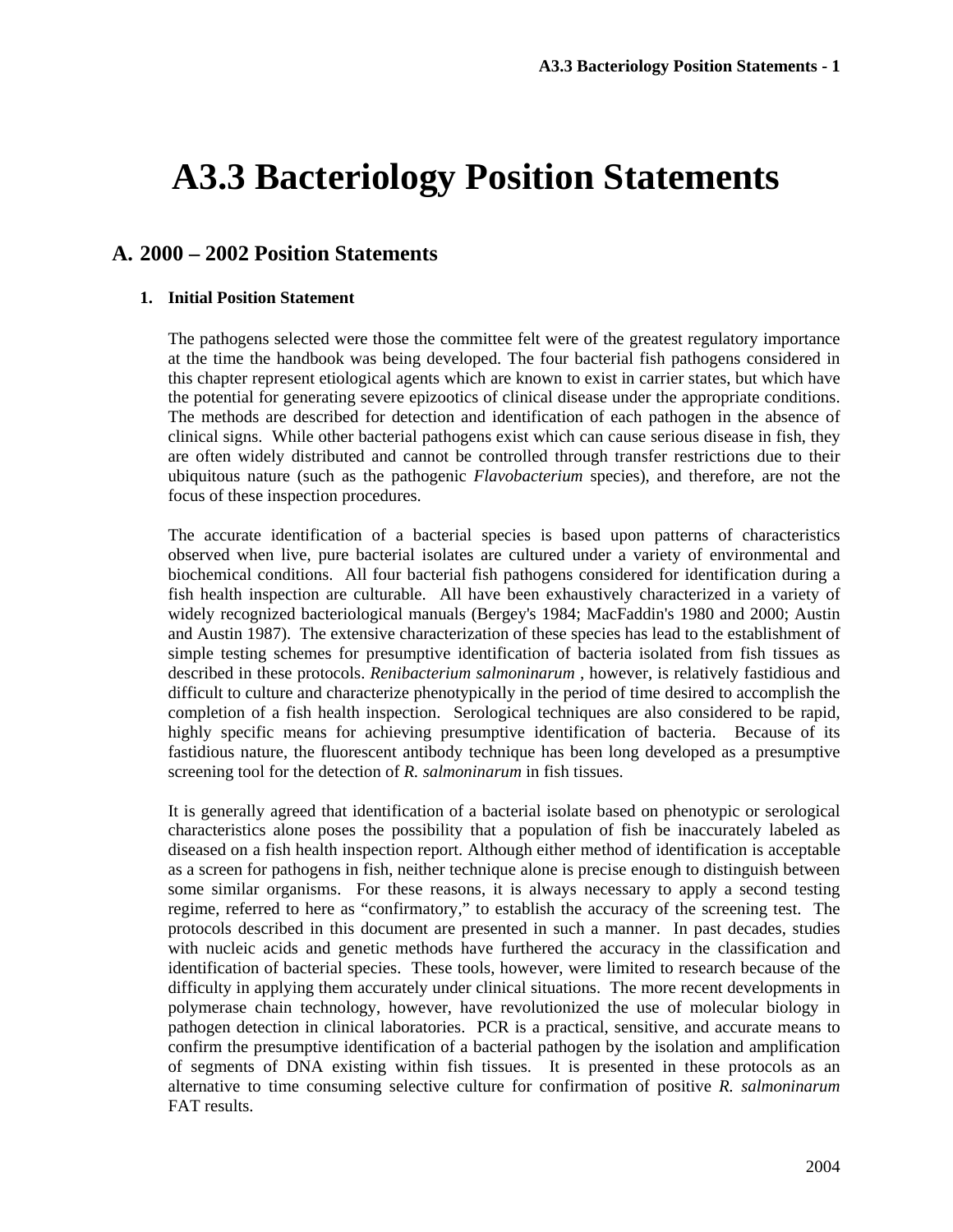# A3.3 Bacteriology Position Statements

## A. 2000 – 2002 Position Statements

### 1. Initial Position Statement

The pathogens selected were those the committee felt were of the greatest regulatory importance at the time the handbook was being developed. The four bacterial fish pathogens considered in this chapter represent etiological agents which are known to exist in carrier states, but which have the potential for generating severe epizootics of clinical disease under the appropriate conditions. The methods are described for detection and identification of each pathogen in the absence of clinical signs. While other bacterial pathogens exist which can cause serious disease in fish, they are often widely distributed and cannot be controlled through transfer restrictions due to their ubiquitous nature (such as the pathogenic *Flavobacterium* species), and therefore, are not the focus of these inspection procedures.

The accurate identification of a bacterial species is based upon patterns of characteristics observed when live, pure bacterial isolates are cultured under a variety of environmental and biochemical conditions. All four bacterial fish pathogens considered for identification during a fish health inspection are culturable. All have been exhaustively characterized in a variety of widely recognized bacteriological manuals (Bergey's 1984; MacFaddin's 1980 and 2000; Austin and Austin 1987). The extensive characterization of these species has lead to the establishment of simple testing schemes for presumptive identification of bacteria isolated from fish tissues as described in these protocols. *Renibacterium salmoninarum* , however, is relatively fastidious and difficult to culture and characterize phenotypically in the period of time desired to accomplish the completion of a fish health inspection. Serological techniques are also considered to be rapid, highly specific means for achieving presumptive identification of bacteria. Because of its fastidious nature, the fluorescent antibody technique has been long developed as a presumptive screening tool for the detection of *R. salmoninarum* in fish tissues.

It is generally agreed that identification of a bacterial isolate based on phenotypic or serological characteristics alone poses the possibility that a population of fish be inaccurately labeled as diseased on a fish health inspection report. Although either method of identification is acceptable as a screen for pathogens in fish, neither technique alone is precise enough to distinguish between some similar organisms. For these reasons, it is always necessary to apply a second testing regime, referred to here as "confirmatory," to establish the accuracy of the screening test. The protocols described in this document are presented in such a manner. In past decades, studies with nucleic acids and genetic methods have furthered the accuracy in the classification and identification of bacterial species. These tools, however, were limited to research because of the difficulty in applying them accurately under clinical situations. The more recent developments in polymerase chain technology, however, have revolutionized the use of molecular biology in pathogen detection in clinical laboratories. PCR is a practical, sensitive, and accurate means to confirm the presumptive identification of a bacterial pathogen by the isolation and amplification of segments of DNA existing within fish tissues. It is presented in these protocols as an alternative to time consuming selective culture for confirmation of positive *R. salmoninarum* FAT results.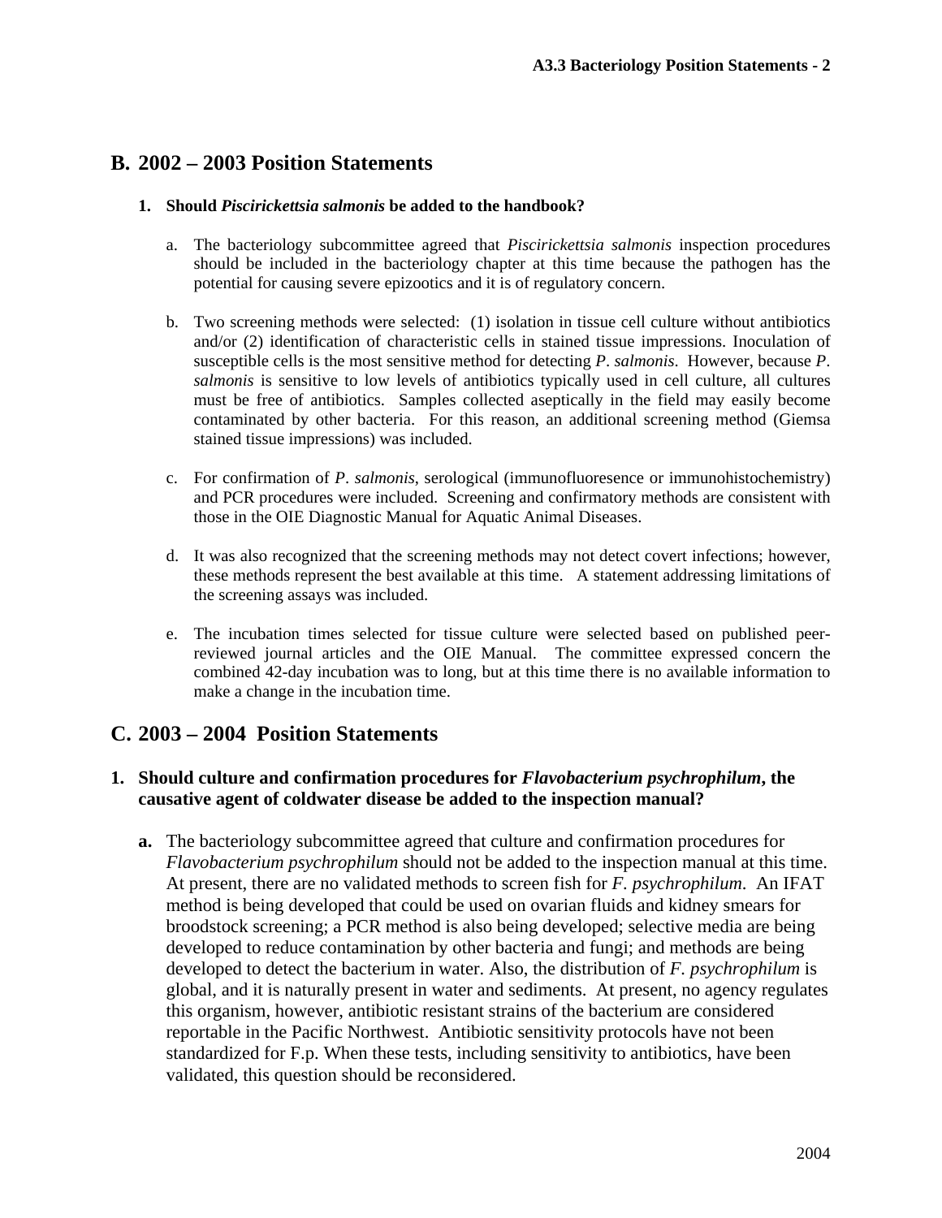## B. 2002 – 2003 Position Statements

**1. Should *Piscirickettsia salmonis* be added to the handbook?**

a. The bacteriology subcommittee agreed that *Piscirickettsia salmonis* inspection procedures should be included in the bacteriology chapter at this time because the pathogen has the potential for causing severe epizootics and it is of regulatory concern.

b. Two screening methods were selected: (1) isolation in tissue cell culture without antibiotics and/or (2) identification of characteristic cells in stained tissue impressions. Inoculation of susceptible cells is the most sensitive method for detecting *P. salmonis*. However, because *P. salmonis* is sensitive to low levels of antibiotics typically used in cell culture, all cultures must be free of antibiotics. Samples collected aseptically in the field may easily become contaminated by other bacteria. For this reason, an additional screening method (Giemsa stained tissue impressions) was included.

c. For confirmation of *P. salmonis*, serological (immunofluoresence or immunohistochemistry) and PCR procedures were included. Screening and confirmatory methods are consistent with those in the OIE Diagnostic Manual for Aquatic Animal Diseases.

d. It was also recognized that the screening methods may not detect covert infections; however, these methods represent the best available at this time. A statement addressing limitations of the screening assays was included.

e. The incubation times selected for tissue culture were selected based on published peer-reviewed journal articles and the OIE Manual. The committee expressed concern the combined 42-day incubation was to long, but at this time there is no available information to make a change in the incubation time.

## C. 2003 – 2004 Position Statements

**1. Should culture and confirmation procedures for *Flavobacterium psychrophilum*, the causative agent of coldwater disease be added to the inspection manual?**

**a.** The bacteriology subcommittee agreed that culture and confirmation procedures for *Flavobacterium psychrophilum* should not be added to the inspection manual at this time. At present, there are no validated methods to screen fish for *F. psychrophilum*. An IFAT method is being developed that could be used on ovarian fluids and kidney smears for broodstock screening; a PCR method is also being developed; selective media are being developed to reduce contamination by other bacteria and fungi; and methods are being developed to detect the bacterium in water. Also, the distribution of *F. psychrophilum* is global, and it is naturally present in water and sediments. At present, no agency regulates this organism, however, antibiotic resistant strains of the bacterium are considered reportable in the Pacific Northwest. Antibiotic sensitivity protocols have not been standardized for F.p. When these tests, including sensitivity to antibiotics, have been validated, this question should be reconsidered.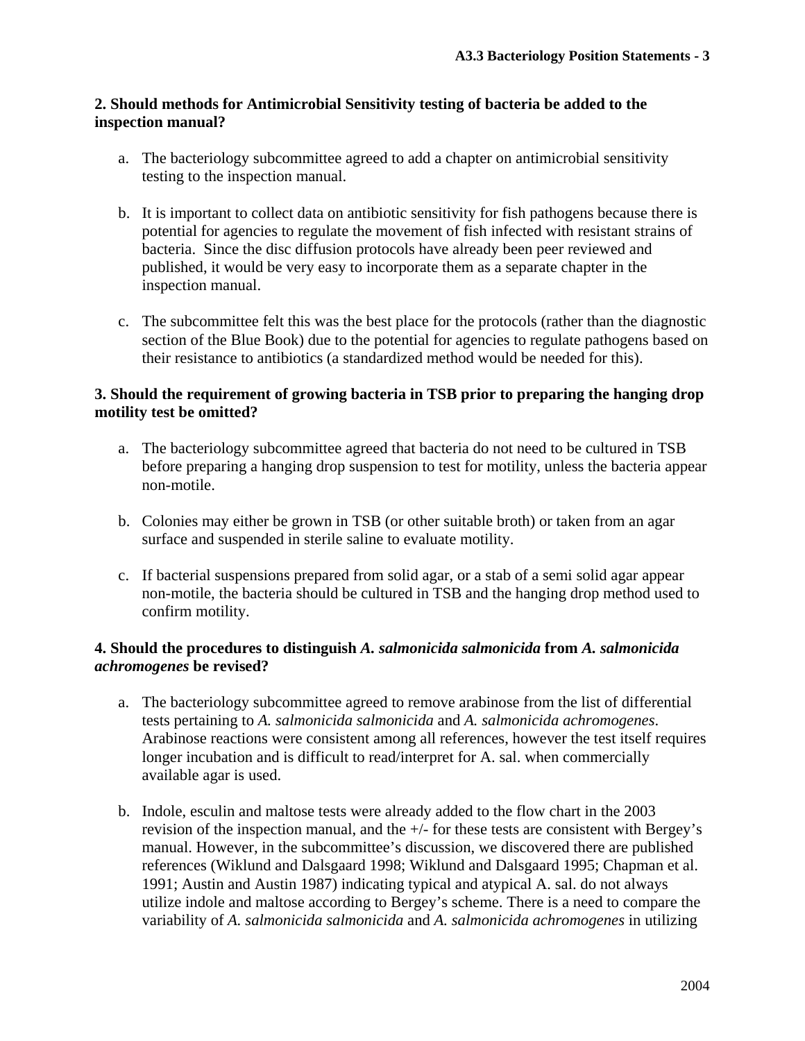**2. Should methods for Antimicrobial Sensitivity testing of bacteria be added to the inspection manual?**

a. The bacteriology subcommittee agreed to add a chapter on antimicrobial sensitivity testing to the inspection manual.

b. It is important to collect data on antibiotic sensitivity for fish pathogens because there is potential for agencies to regulate the movement of fish infected with resistant strains of bacteria. Since the disc diffusion protocols have already been peer reviewed and published, it would be very easy to incorporate them as a separate chapter in the inspection manual.

c. The subcommittee felt this was the best place for the protocols (rather than the diagnostic section of the Blue Book) due to the potential for agencies to regulate pathogens based on their resistance to antibiotics (a standardized method would be needed for this).

**3. Should the requirement of growing bacteria in TSB prior to preparing the hanging drop motility test be omitted?**

a. The bacteriology subcommittee agreed that bacteria do not need to be cultured in TSB before preparing a hanging drop suspension to test for motility, unless the bacteria appear non-motile.

b. Colonies may either be grown in TSB (or other suitable broth) or taken from an agar surface and suspended in sterile saline to evaluate motility.

c. If bacterial suspensions prepared from solid agar, or a stab of a semi solid agar appear non-motile, the bacteria should be cultured in TSB and the hanging drop method used to confirm motility.

**4. Should the procedures to distinguish *A. salmonicida salmonicida* from *A. salmonicida achromogenes* be revised?**

a. The bacteriology subcommittee agreed to remove arabinose from the list of differential tests pertaining to *A. salmonicida salmonicida* and *A. salmonicida achromogenes*. Arabinose reactions were consistent among all references, however the test itself requires longer incubation and is difficult to read/interpret for A. sal. when commercially available agar is used.

b. Indole, esculin and maltose tests were already added to the flow chart in the 2003 revision of the inspection manual, and the +/- for these tests are consistent with Bergey's manual. However, in the subcommittee's discussion, we discovered there are published references (Wiklund and Dalsgaard 1998; Wiklund and Dalsgaard 1995; Chapman et al. 1991; Austin and Austin 1987) indicating typical and atypical A. sal. do not always utilize indole and maltose according to Bergey's scheme. There is a need to compare the variability of *A. salmonicida salmonicida* and *A. salmonicida achromogenes* in utilizing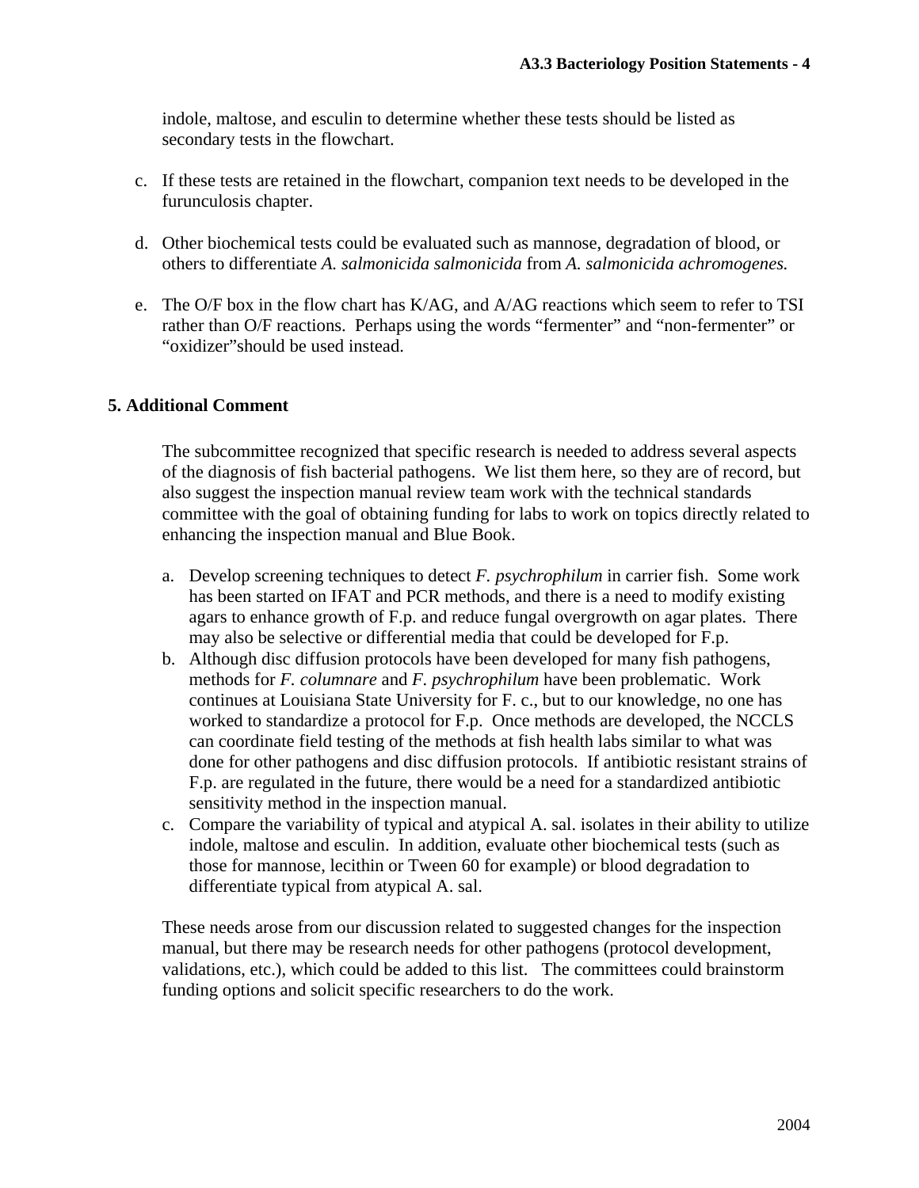indole, maltose, and esculin to determine whether these tests should be listed as secondary tests in the flowchart.

c. If these tests are retained in the flowchart, companion text needs to be developed in the furunculosis chapter.

d. Other biochemical tests could be evaluated such as mannose, degradation of blood, or others to differentiate *A. salmonicida salmonicida* from *A. salmonicida achromogenes.*

e. The O/F box in the flow chart has K/AG, and A/AG reactions which seem to refer to TSI rather than O/F reactions. Perhaps using the words "fermenter" and "non-fermenter" or "oxidizer"should be used instead.

### 5. Additional Comment

The subcommittee recognized that specific research is needed to address several aspects of the diagnosis of fish bacterial pathogens. We list them here, so they are of record, but also suggest the inspection manual review team work with the technical standards committee with the goal of obtaining funding for labs to work on topics directly related to enhancing the inspection manual and Blue Book.

a. Develop screening techniques to detect *F. psychrophilum* in carrier fish. Some work has been started on IFAT and PCR methods, and there is a need to modify existing agars to enhance growth of F.p. and reduce fungal overgrowth on agar plates. There may also be selective or differential media that could be developed for F.p.
b. Although disc diffusion protocols have been developed for many fish pathogens, methods for *F. columnare* and *F. psychrophilum* have been problematic. Work continues at Louisiana State University for F. c., but to our knowledge, no one has worked to standardize a protocol for F.p. Once methods are developed, the NCCLS can coordinate field testing of the methods at fish health labs similar to what was done for other pathogens and disc diffusion protocols. If antibiotic resistant strains of F.p. are regulated in the future, there would be a need for a standardized antibiotic sensitivity method in the inspection manual.
c. Compare the variability of typical and atypical A. sal. isolates in their ability to utilize indole, maltose and esculin. In addition, evaluate other biochemical tests (such as those for mannose, lecithin or Tween 60 for example) or blood degradation to differentiate typical from atypical A. sal.

These needs arose from our discussion related to suggested changes for the inspection manual, but there may be research needs for other pathogens (protocol development, validations, etc.), which could be added to this list. The committees could brainstorm funding options and solicit specific researchers to do the work.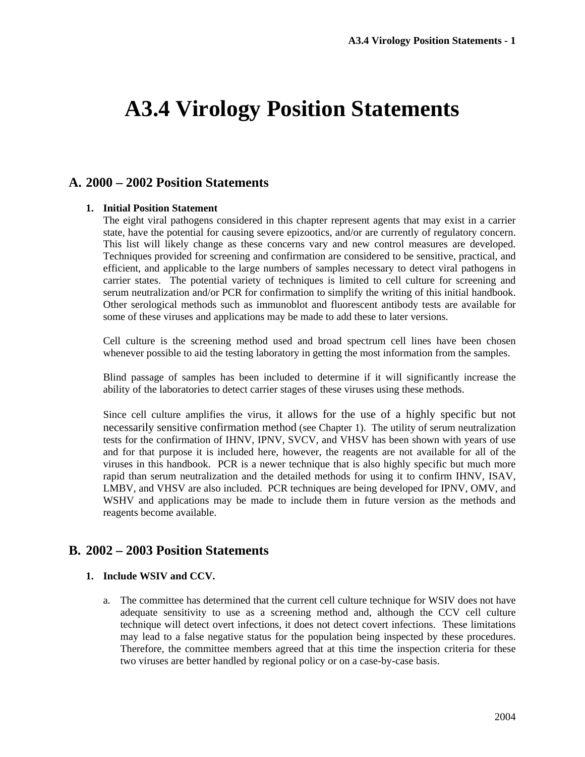# A3.4 Virology Position Statements

## A. 2000 – 2002 Position Statements

### 1. Initial Position Statement

The eight viral pathogens considered in this chapter represent agents that may exist in a carrier state, have the potential for causing severe epizootics, and/or are currently of regulatory concern. This list will likely change as these concerns vary and new control measures are developed. Techniques provided for screening and confirmation are considered to be sensitive, practical, and efficient, and applicable to the large numbers of samples necessary to detect viral pathogens in carrier states. The potential variety of techniques is limited to cell culture for screening and serum neutralization and/or PCR for confirmation to simplify the writing of this initial handbook. Other serological methods such as immunoblot and fluorescent antibody tests are available for some of these viruses and applications may be made to add these to later versions.

Cell culture is the screening method used and broad spectrum cell lines have been chosen whenever possible to aid the testing laboratory in getting the most information from the samples.

Blind passage of samples has been included to determine if it will significantly increase the ability of the laboratories to detect carrier stages of these viruses using these methods.

Since cell culture amplifies the virus, it allows for the use of a highly specific but not necessarily sensitive confirmation method (see Chapter 1). The utility of serum neutralization tests for the confirmation of IHNV, IPNV, SVCV, and VHSV has been shown with years of use and for that purpose it is included here, however, the reagents are not available for all of the viruses in this handbook. PCR is a newer technique that is also highly specific but much more rapid than serum neutralization and the detailed methods for using it to confirm IHNV, ISAV, LMBV, and VHSV are also included. PCR techniques are being developed for IPNV, OMV, and WSHV and applications may be made to include them in future version as the methods and reagents become available.

## B. 2002 – 2003 Position Statements

### 1. Include WSIV and CCV.

a. The committee has determined that the current cell culture technique for WSIV does not have adequate sensitivity to use as a screening method and, although the CCV cell culture technique will detect overt infections, it does not detect covert infections. These limitations may lead to a false negative status for the population being inspected by these procedures. Therefore, the committee members agreed that at this time the inspection criteria for these two viruses are better handled by regional policy or on a case-by-case basis.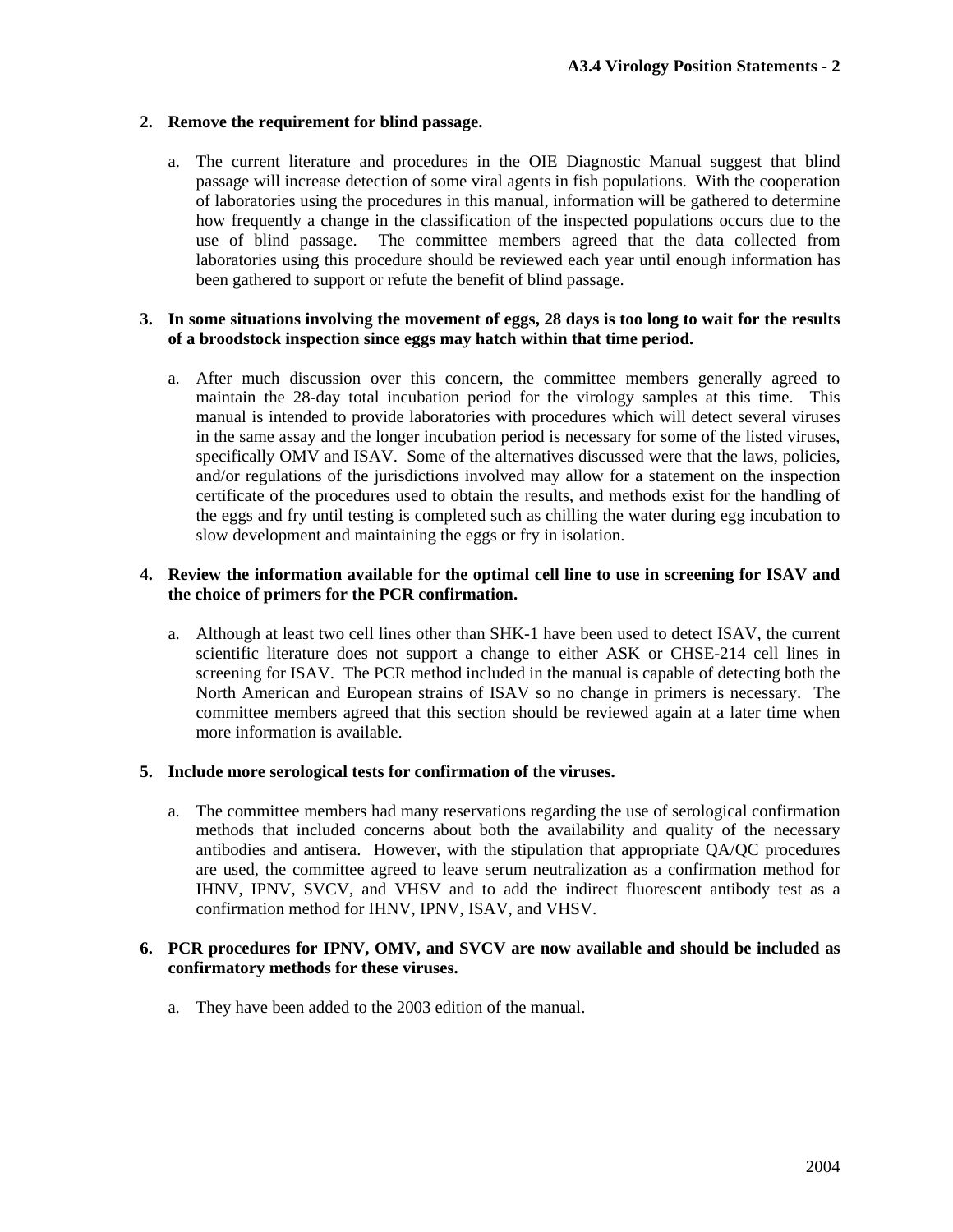**2. Remove the requirement for blind passage.**

   a. The current literature and procedures in the OIE Diagnostic Manual suggest that blind passage will increase detection of some viral agents in fish populations. With the cooperation of laboratories using the procedures in this manual, information will be gathered to determine how frequently a change in the classification of the inspected populations occurs due to the use of blind passage. The committee members agreed that the data collected from laboratories using this procedure should be reviewed each year until enough information has been gathered to support or refute the benefit of blind passage.

**3. In some situations involving the movement of eggs, 28 days is too long to wait for the results of a broodstock inspection since eggs may hatch within that time period.**

   a. After much discussion over this concern, the committee members generally agreed to maintain the 28-day total incubation period for the virology samples at this time. This manual is intended to provide laboratories with procedures which will detect several viruses in the same assay and the longer incubation period is necessary for some of the listed viruses, specifically OMV and ISAV. Some of the alternatives discussed were that the laws, policies, and/or regulations of the jurisdictions involved may allow for a statement on the inspection certificate of the procedures used to obtain the results, and methods exist for the handling of the eggs and fry until testing is completed such as chilling the water during egg incubation to slow development and maintaining the eggs or fry in isolation.

**4. Review the information available for the optimal cell line to use in screening for ISAV and the choice of primers for the PCR confirmation.**

   a. Although at least two cell lines other than SHK-1 have been used to detect ISAV, the current scientific literature does not support a change to either ASK or CHSE-214 cell lines in screening for ISAV. The PCR method included in the manual is capable of detecting both the North American and European strains of ISAV so no change in primers is necessary. The committee members agreed that this section should be reviewed again at a later time when more information is available.

**5. Include more serological tests for confirmation of the viruses.**

   a. The committee members had many reservations regarding the use of serological confirmation methods that included concerns about both the availability and quality of the necessary antibodies and antisera. However, with the stipulation that appropriate QA/QC procedures are used, the committee agreed to leave serum neutralization as a confirmation method for IHNV, IPNV, SVCV, and VHSV and to add the indirect fluorescent antibody test as a confirmation method for IHNV, IPNV, ISAV, and VHSV.

**6. PCR procedures for IPNV, OMV, and SVCV are now available and should be included as confirmatory methods for these viruses.**

   a. They have been added to the 2003 edition of the manual.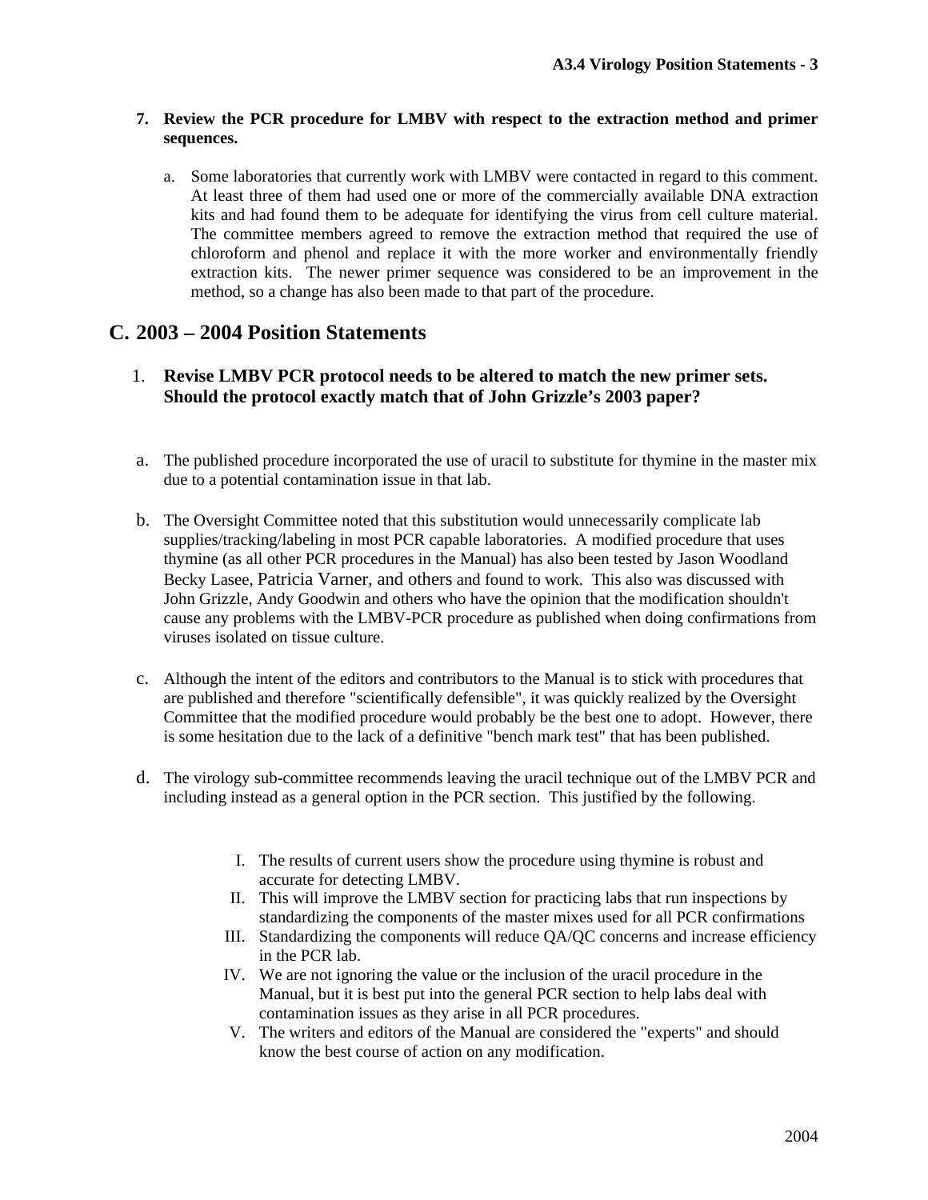7. **Review the PCR procedure for LMBV with respect to the extraction method and primer sequences.**

   a. Some laboratories that currently work with LMBV were contacted in regard to this comment. At least three of them had used one or more of the commercially available DNA extraction kits and had found them to be adequate for identifying the virus from cell culture material. The committee members agreed to remove the extraction method that required the use of chloroform and phenol and replace it with the more worker and environmentally friendly extraction kits. The newer primer sequence was considered to be an improvement in the method, so a change has also been made to that part of the procedure.

## C. 2003 – 2004 Position Statements

1. **Revise LMBV PCR protocol needs to be altered to match the new primer sets. Should the protocol exactly match that of John Grizzle's 2003 paper?**

   a. The published procedure incorporated the use of uracil to substitute for thymine in the master mix due to a potential contamination issue in that lab.

   b. The Oversight Committee noted that this substitution would unnecessarily complicate lab supplies/tracking/labeling in most PCR capable laboratories. A modified procedure that uses thymine (as all other PCR procedures in the Manual) has also been tested by Jason Woodland Becky Lasee, Patricia Varner, and others and found to work. This also was discussed with John Grizzle, Andy Goodwin and others who have the opinion that the modification shouldn't cause any problems with the LMBV-PCR procedure as published when doing confirmations from viruses isolated on tissue culture.

   c. Although the intent of the editors and contributors to the Manual is to stick with procedures that are published and therefore "scientifically defensible", it was quickly realized by the Oversight Committee that the modified procedure would probably be the best one to adopt. However, there is some hesitation due to the lack of a definitive "bench mark test" that has been published.

   d. The virology sub-committee recommends leaving the uracil technique out of the LMBV PCR and including instead as a general option in the PCR section. This justified by the following.

      I. The results of current users show the procedure using thymine is robust and accurate for detecting LMBV.
      II. This will improve the LMBV section for practicing labs that run inspections by standardizing the components of the master mixes used for all PCR confirmations
      III. Standardizing the components will reduce QA/QC concerns and increase efficiency in the PCR lab.
      IV. We are not ignoring the value or the inclusion of the uracil procedure in the Manual, but it is best put into the general PCR section to help labs deal with contamination issues as they arise in all PCR procedures.
      V. The writers and editors of the Manual are considered the "experts" and should know the best course of action on any modification.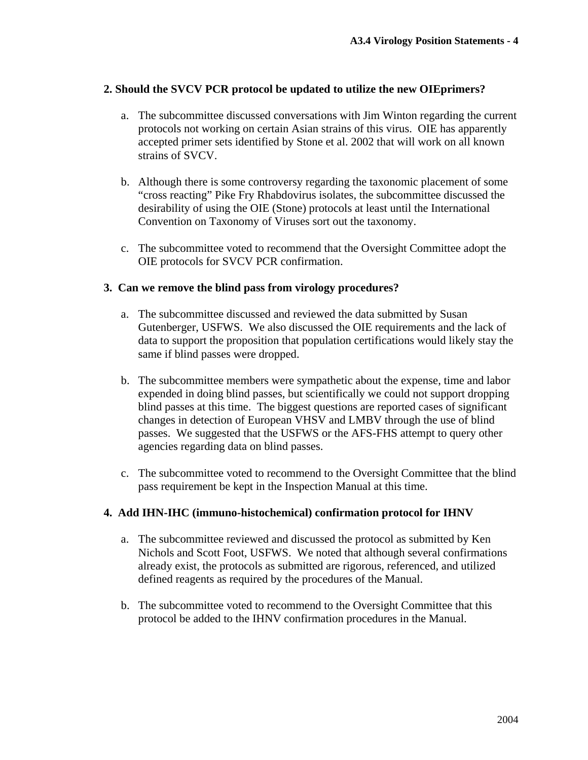**2. Should the SVCV PCR protocol be updated to utilize the new OIEprimers?**

a. The subcommittee discussed conversations with Jim Winton regarding the current protocols not working on certain Asian strains of this virus. OIE has apparently accepted primer sets identified by Stone et al. 2002 that will work on all known strains of SVCV.

b. Although there is some controversy regarding the taxonomic placement of some "cross reacting" Pike Fry Rhabdovirus isolates, the subcommittee discussed the desirability of using the OIE (Stone) protocols at least until the International Convention on Taxonomy of Viruses sort out the taxonomy.

c. The subcommittee voted to recommend that the Oversight Committee adopt the OIE protocols for SVCV PCR confirmation.

**3. Can we remove the blind pass from virology procedures?**

a. The subcommittee discussed and reviewed the data submitted by Susan Gutenberger, USFWS. We also discussed the OIE requirements and the lack of data to support the proposition that population certifications would likely stay the same if blind passes were dropped.

b. The subcommittee members were sympathetic about the expense, time and labor expended in doing blind passes, but scientifically we could not support dropping blind passes at this time. The biggest questions are reported cases of significant changes in detection of European VHSV and LMBV through the use of blind passes. We suggested that the USFWS or the AFS-FHS attempt to query other agencies regarding data on blind passes.

c. The subcommittee voted to recommend to the Oversight Committee that the blind pass requirement be kept in the Inspection Manual at this time.

**4. Add IHN-IHC (immuno-histochemical) confirmation protocol for IHNV**

a. The subcommittee reviewed and discussed the protocol as submitted by Ken Nichols and Scott Foot, USFWS. We noted that although several confirmations already exist, the protocols as submitted are rigorous, referenced, and utilized defined reagents as required by the procedures of the Manual.

b. The subcommittee voted to recommend to the Oversight Committee that this protocol be added to the IHNV confirmation procedures in the Manual.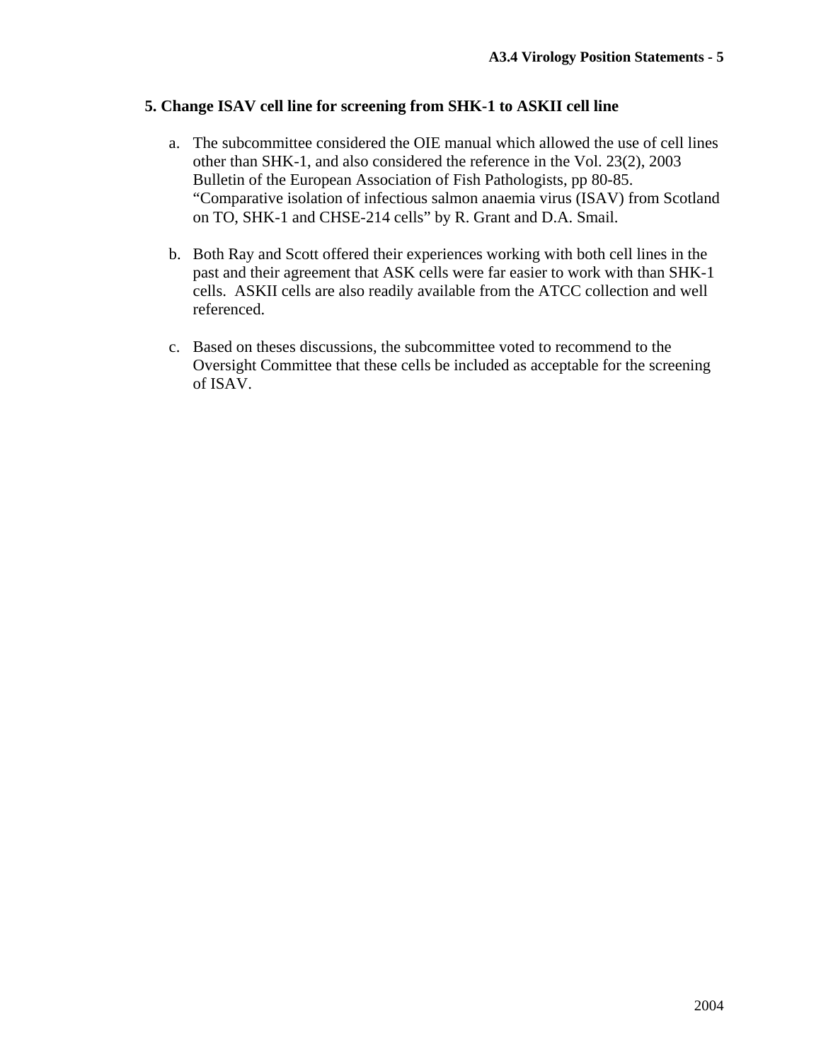## 5. Change ISAV cell line for screening from SHK-1 to ASKII cell line

a. The subcommittee considered the OIE manual which allowed the use of cell lines other than SHK-1, and also considered the reference in the Vol. 23(2), 2003 Bulletin of the European Association of Fish Pathologists, pp 80-85. "Comparative isolation of infectious salmon anaemia virus (ISAV) from Scotland on TO, SHK-1 and CHSE-214 cells" by R. Grant and D.A. Smail.

b. Both Ray and Scott offered their experiences working with both cell lines in the past and their agreement that ASK cells were far easier to work with than SHK-1 cells. ASKII cells are also readily available from the ATCC collection and well referenced.

c. Based on theses discussions, the subcommittee voted to recommend to the Oversight Committee that these cells be included as acceptable for the screening of ISAV.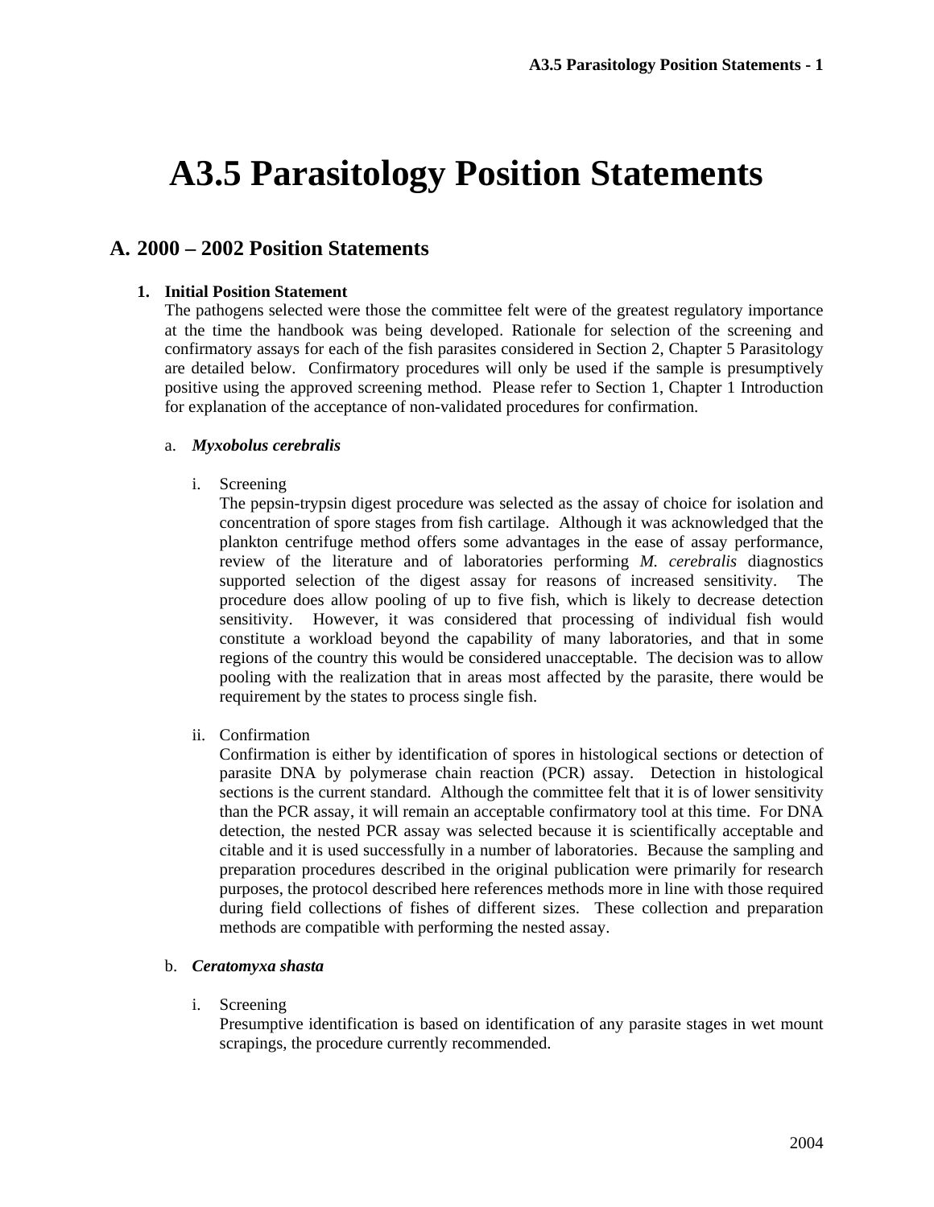# A3.5 Parasitology Position Statements

## A. 2000 – 2002 Position Statements

### 1. Initial Position Statement

The pathogens selected were those the committee felt were of the greatest regulatory importance at the time the handbook was being developed. Rationale for selection of the screening and confirmatory assays for each of the fish parasites considered in Section 2, Chapter 5 Parasitology are detailed below. Confirmatory procedures will only be used if the sample is presumptively positive using the approved screening method. Please refer to Section 1, Chapter 1 Introduction for explanation of the acceptance of non-validated procedures for confirmation.

#### a. ***Myxobolus cerebralis***

i. Screening

The pepsin-trypsin digest procedure was selected as the assay of choice for isolation and concentration of spore stages from fish cartilage. Although it was acknowledged that the plankton centrifuge method offers some advantages in the ease of assay performance, review of the literature and of laboratories performing *M. cerebralis* diagnostics supported selection of the digest assay for reasons of increased sensitivity. The procedure does allow pooling of up to five fish, which is likely to decrease detection sensitivity. However, it was considered that processing of individual fish would constitute a workload beyond the capability of many laboratories, and that in some regions of the country this would be considered unacceptable. The decision was to allow pooling with the realization that in areas most affected by the parasite, there would be requirement by the states to process single fish.

ii. Confirmation

Confirmation is either by identification of spores in histological sections or detection of parasite DNA by polymerase chain reaction (PCR) assay. Detection in histological sections is the current standard. Although the committee felt that it is of lower sensitivity than the PCR assay, it will remain an acceptable confirmatory tool at this time. For DNA detection, the nested PCR assay was selected because it is scientifically acceptable and citable and it is used successfully in a number of laboratories. Because the sampling and preparation procedures described in the original publication were primarily for research purposes, the protocol described here references methods more in line with those required during field collections of fishes of different sizes. These collection and preparation methods are compatible with performing the nested assay.

#### b. ***Ceratomyxa shasta***

i. Screening

Presumptive identification is based on identification of any parasite stages in wet mount scrapings, the procedure currently recommended.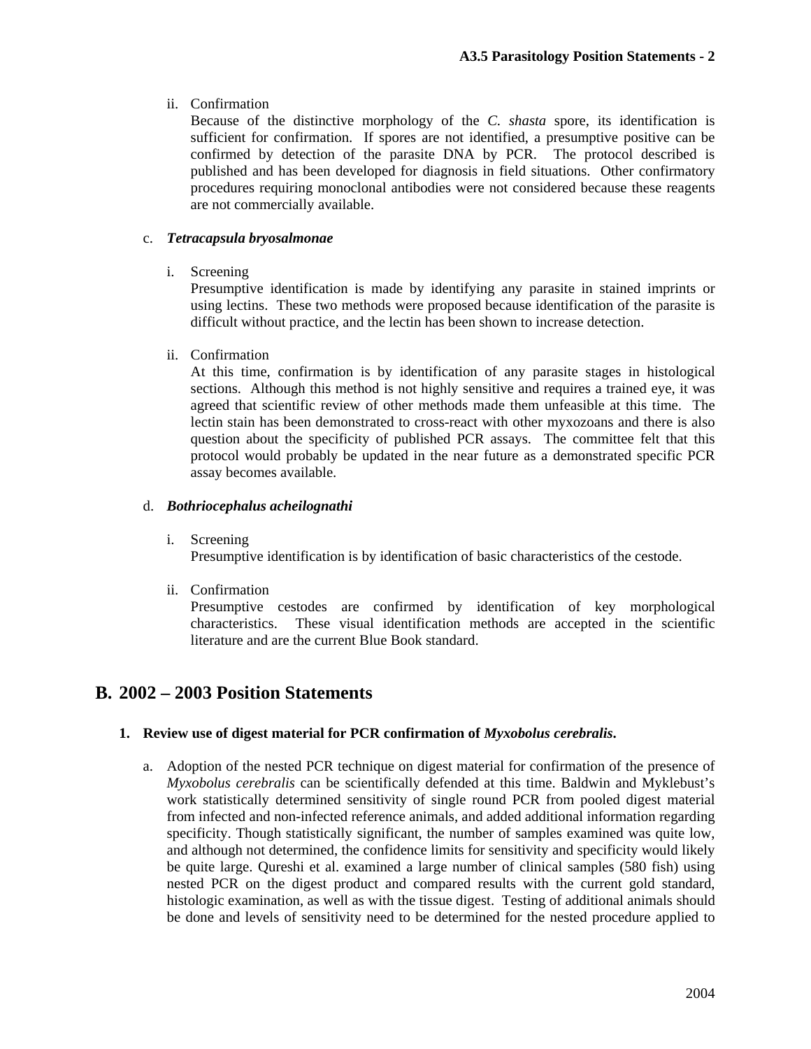ii. Confirmation

Because of the distinctive morphology of the *C. shasta* spore, its identification is sufficient for confirmation. If spores are not identified, a presumptive positive can be confirmed by detection of the parasite DNA by PCR. The protocol described is published and has been developed for diagnosis in field situations. Other confirmatory procedures requiring monoclonal antibodies were not considered because these reagents are not commercially available.

c. ***Tetracapsula bryosalmonae***

i. Screening

Presumptive identification is made by identifying any parasite in stained imprints or using lectins. These two methods were proposed because identification of the parasite is difficult without practice, and the lectin has been shown to increase detection.

ii. Confirmation

At this time, confirmation is by identification of any parasite stages in histological sections. Although this method is not highly sensitive and requires a trained eye, it was agreed that scientific review of other methods made them unfeasible at this time. The lectin stain has been demonstrated to cross-react with other myxozoans and there is also question about the specificity of published PCR assays. The committee felt that this protocol would probably be updated in the near future as a demonstrated specific PCR assay becomes available.

d. ***Bothriocephalus acheilognathi***

i. Screening

Presumptive identification is by identification of basic characteristics of the cestode.

ii. Confirmation

Presumptive cestodes are confirmed by identification of key morphological characteristics. These visual identification methods are accepted in the scientific literature and are the current Blue Book standard.

## B. 2002 – 2003 Position Statements

### 1. Review use of digest material for PCR confirmation of *Myxobolus cerebralis*.

a. Adoption of the nested PCR technique on digest material for confirmation of the presence of *Myxobolus cerebralis* can be scientifically defended at this time. Baldwin and Myklebust's work statistically determined sensitivity of single round PCR from pooled digest material from infected and non-infected reference animals, and added additional information regarding specificity. Though statistically significant, the number of samples examined was quite low, and although not determined, the confidence limits for sensitivity and specificity would likely be quite large. Qureshi et al. examined a large number of clinical samples (580 fish) using nested PCR on the digest product and compared results with the current gold standard, histologic examination, as well as with the tissue digest. Testing of additional animals should be done and levels of sensitivity need to be determined for the nested procedure applied to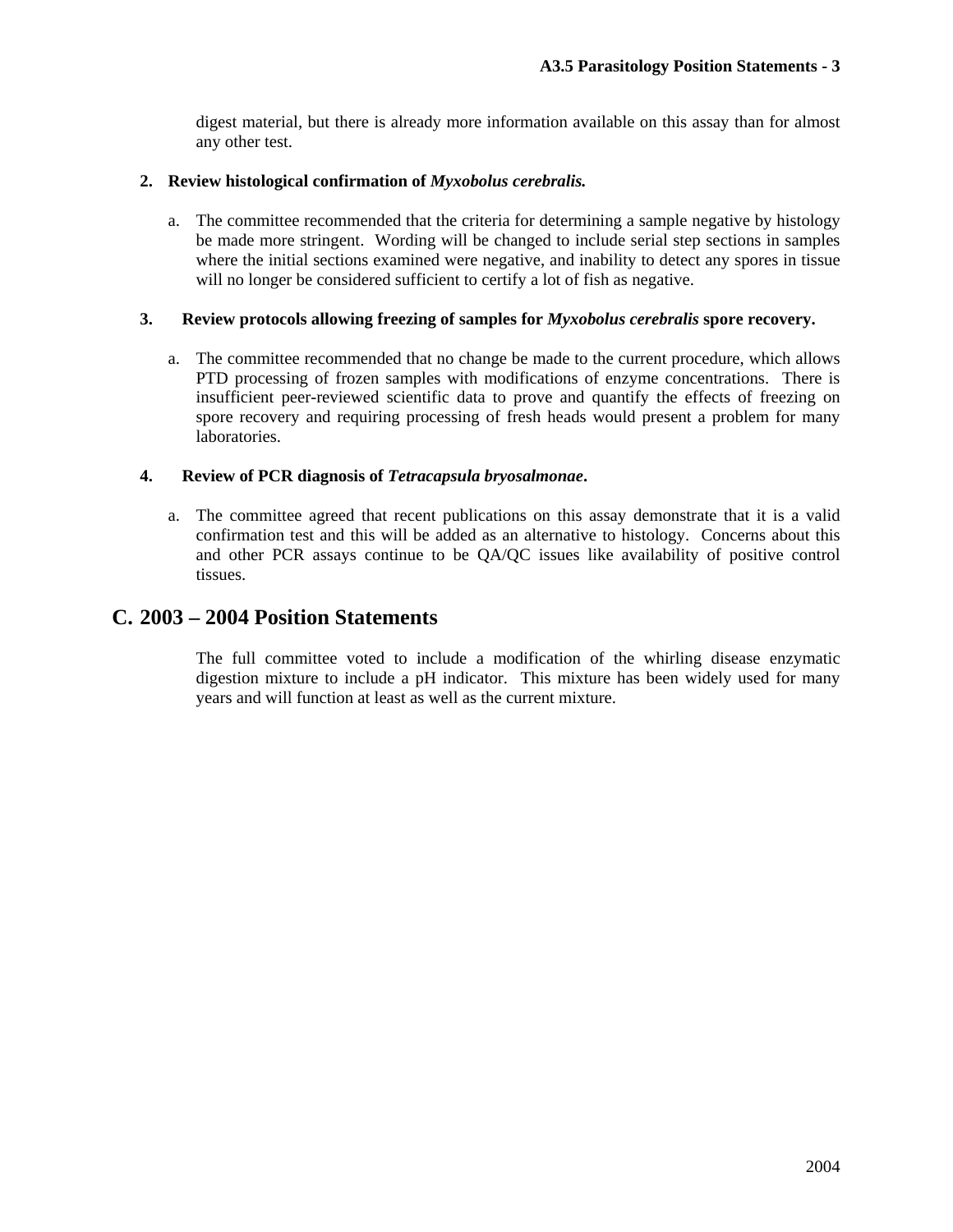digest material, but there is already more information available on this assay than for almost any other test.

**2. Review histological confirmation of *Myxobolus cerebralis.***

a. The committee recommended that the criteria for determining a sample negative by histology be made more stringent. Wording will be changed to include serial step sections in samples where the initial sections examined were negative, and inability to detect any spores in tissue will no longer be considered sufficient to certify a lot of fish as negative.

**3. Review protocols allowing freezing of samples for *Myxobolus cerebralis* spore recovery.**

a. The committee recommended that no change be made to the current procedure, which allows PTD processing of frozen samples with modifications of enzyme concentrations. There is insufficient peer-reviewed scientific data to prove and quantify the effects of freezing on spore recovery and requiring processing of fresh heads would present a problem for many laboratories.

**4. Review of PCR diagnosis of *Tetracapsula bryosalmonae*.**

a. The committee agreed that recent publications on this assay demonstrate that it is a valid confirmation test and this will be added as an alternative to histology. Concerns about this and other PCR assays continue to be QA/QC issues like availability of positive control tissues.

## C. 2003 – 2004 Position Statements

The full committee voted to include a modification of the whirling disease enzymatic digestion mixture to include a pH indicator. This mixture has been widely used for many years and will function at least as well as the current mixture.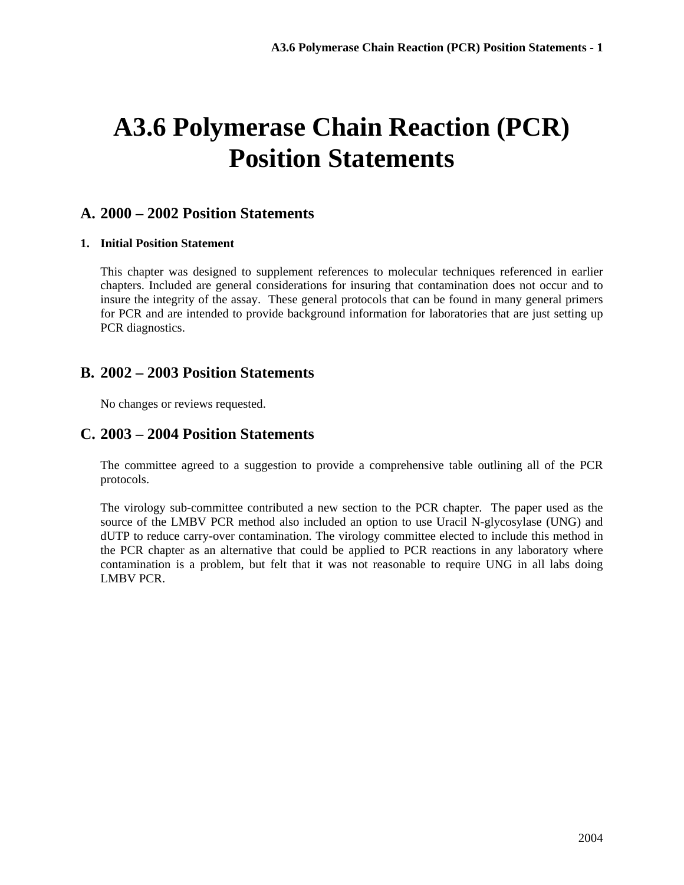# A3.6 Polymerase Chain Reaction (PCR) Position Statements

## A. 2000 – 2002 Position Statements

### 1. Initial Position Statement

This chapter was designed to supplement references to molecular techniques referenced in earlier chapters. Included are general considerations for insuring that contamination does not occur and to insure the integrity of the assay. These general protocols that can be found in many general primers for PCR and are intended to provide background information for laboratories that are just setting up PCR diagnostics.

## B. 2002 – 2003 Position Statements

No changes or reviews requested.

## C. 2003 – 2004 Position Statements

The committee agreed to a suggestion to provide a comprehensive table outlining all of the PCR protocols.

The virology sub-committee contributed a new section to the PCR chapter. The paper used as the source of the LMBV PCR method also included an option to use Uracil N-glycosylase (UNG) and dUTP to reduce carry-over contamination. The virology committee elected to include this method in the PCR chapter as an alternative that could be applied to PCR reactions in any laboratory where contamination is a problem, but felt that it was not reasonable to require UNG in all labs doing LMBV PCR.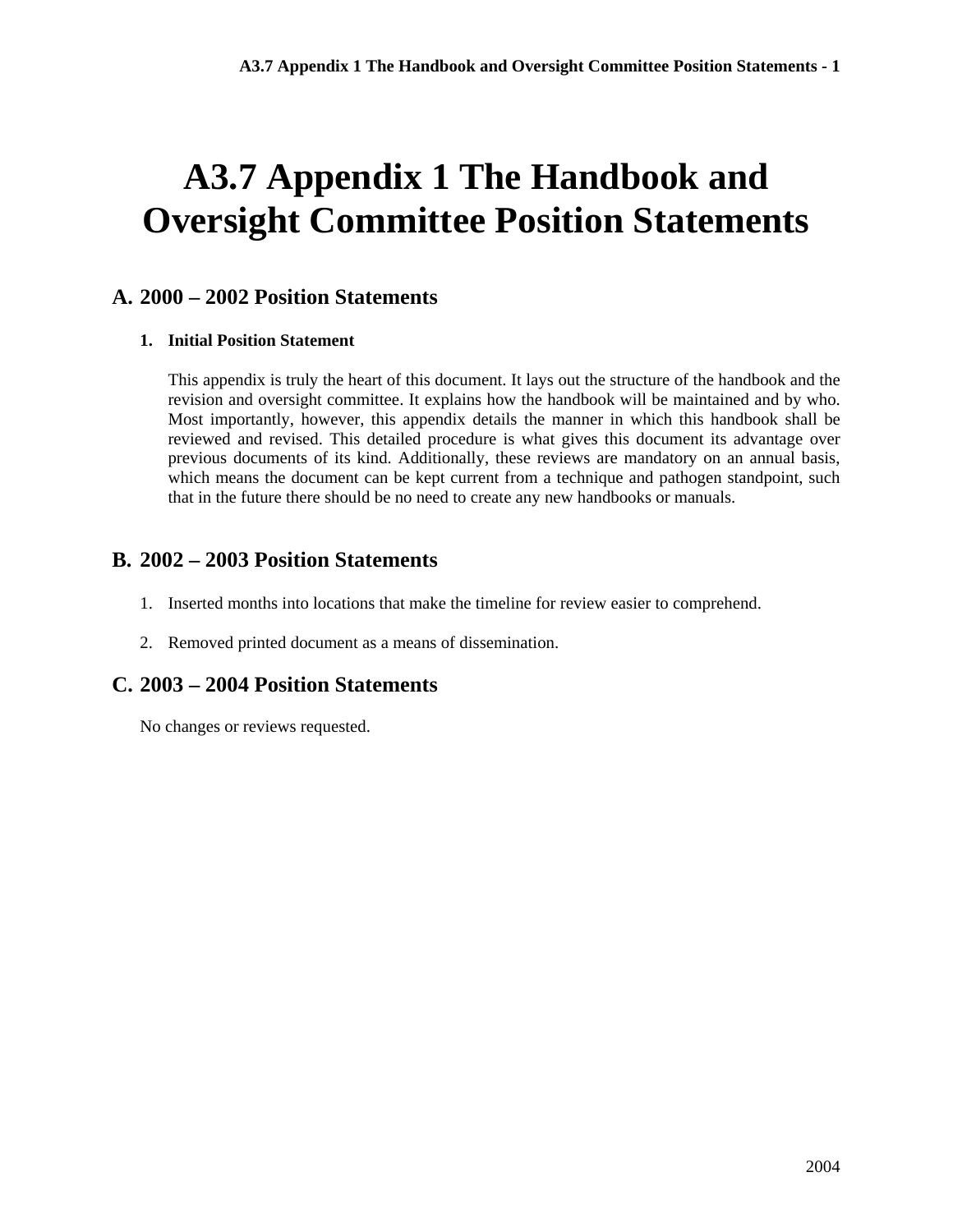# A3.7 Appendix 1 The Handbook and Oversight Committee Position Statements

## A. 2000 – 2002 Position Statements

### 1. Initial Position Statement

This appendix is truly the heart of this document. It lays out the structure of the handbook and the revision and oversight committee. It explains how the handbook will be maintained and by who. Most importantly, however, this appendix details the manner in which this handbook shall be reviewed and revised. This detailed procedure is what gives this document its advantage over previous documents of its kind. Additionally, these reviews are mandatory on an annual basis, which means the document can be kept current from a technique and pathogen standpoint, such that in the future there should be no need to create any new handbooks or manuals.

## B. 2002 – 2003 Position Statements

1. Inserted months into locations that make the timeline for review easier to comprehend.

2. Removed printed document as a means of dissemination.

## C. 2003 – 2004 Position Statements

No changes or reviews requested.